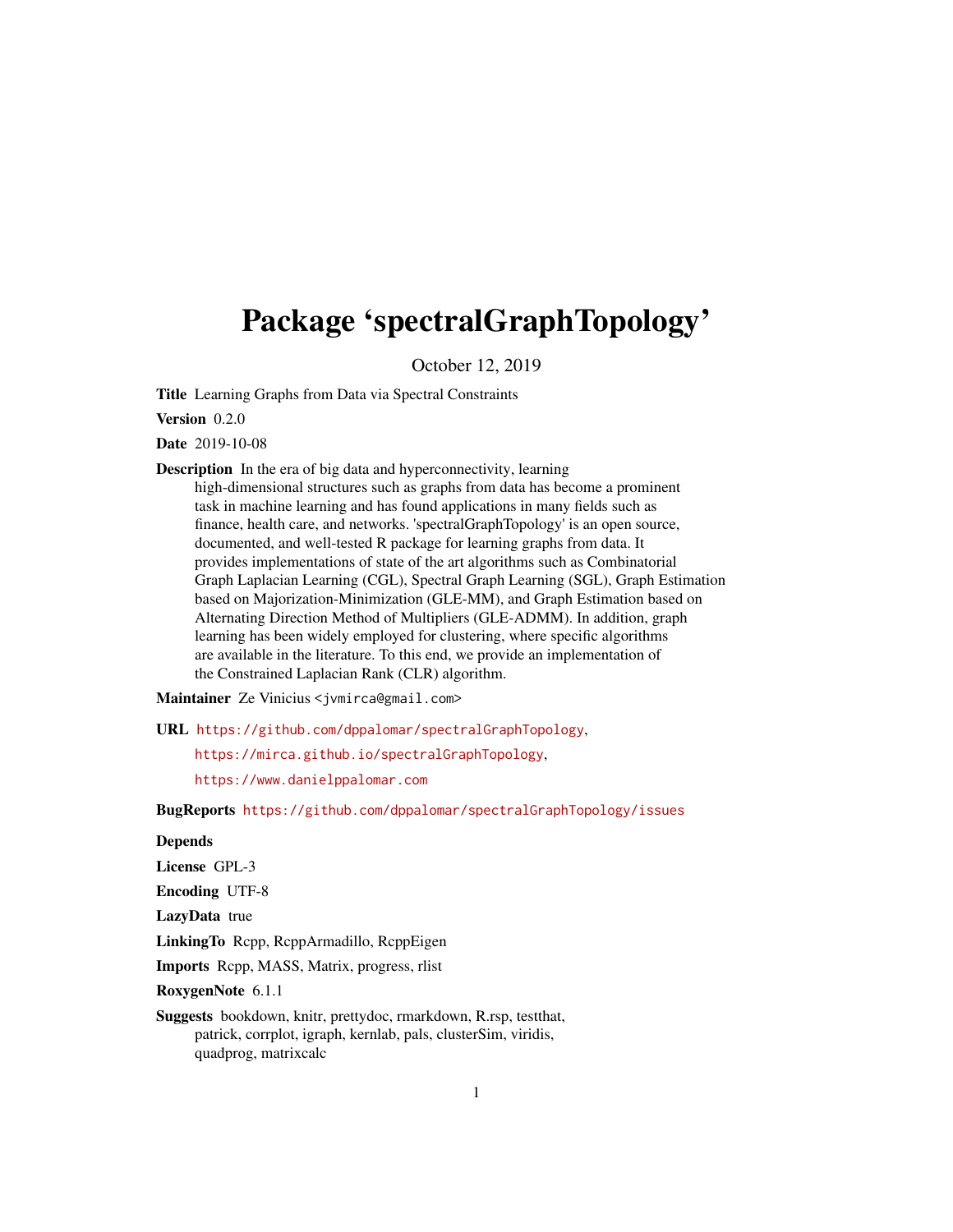# Package 'spectralGraphTopology'

October 12, 2019

**Title** Learning Graphs from Data via Spectral Constraints

**Version** 0.2.0

**Date** 2019-10-08

**Description** In the era of big data and hyperconnectivity, learning high-dimensional structures such as graphs from data has become a prominent task in machine learning and has found applications in many fields such as finance, health care, and networks. 'spectralGraphTopology' is an open source, documented, and well-tested R package for learning graphs from data. It provides implementations of state of the art algorithms such as Combinatorial Graph Laplacian Learning (CGL), Spectral Graph Learning (SGL), Graph Estimation based on Majorization-Minimization (GLE-MM), and Graph Estimation based on Alternating Direction Method of Multipliers (GLE-ADMM). In addition, graph learning has been widely employed for clustering, where specific algorithms are available in the literature. To this end, we provide an implementation of the Constrained Laplacian Rank (CLR) algorithm.

**Maintainer** Ze Vinicius <jvmirca@gmail.com>

**URL** https://github.com/dppalomar/spectralGraphTopology,
https://mirca.github.io/spectralGraphTopology,
https://www.danielppalomar.com

**BugReports** https://github.com/dppalomar/spectralGraphTopology/issues

**Depends**

**License** GPL-3

**Encoding** UTF-8

**LazyData** true

**LinkingTo** Rcpp, RcppArmadillo, RcppEigen

**Imports** Rcpp, MASS, Matrix, progress, rlist

**RoxygenNote** 6.1.1

**Suggests** bookdown, knitr, prettydoc, rmarkdown, R.rsp, testthat, patrick, corrplot, igraph, kernlab, pals, clusterSim, viridis, quadprog, matrixcalc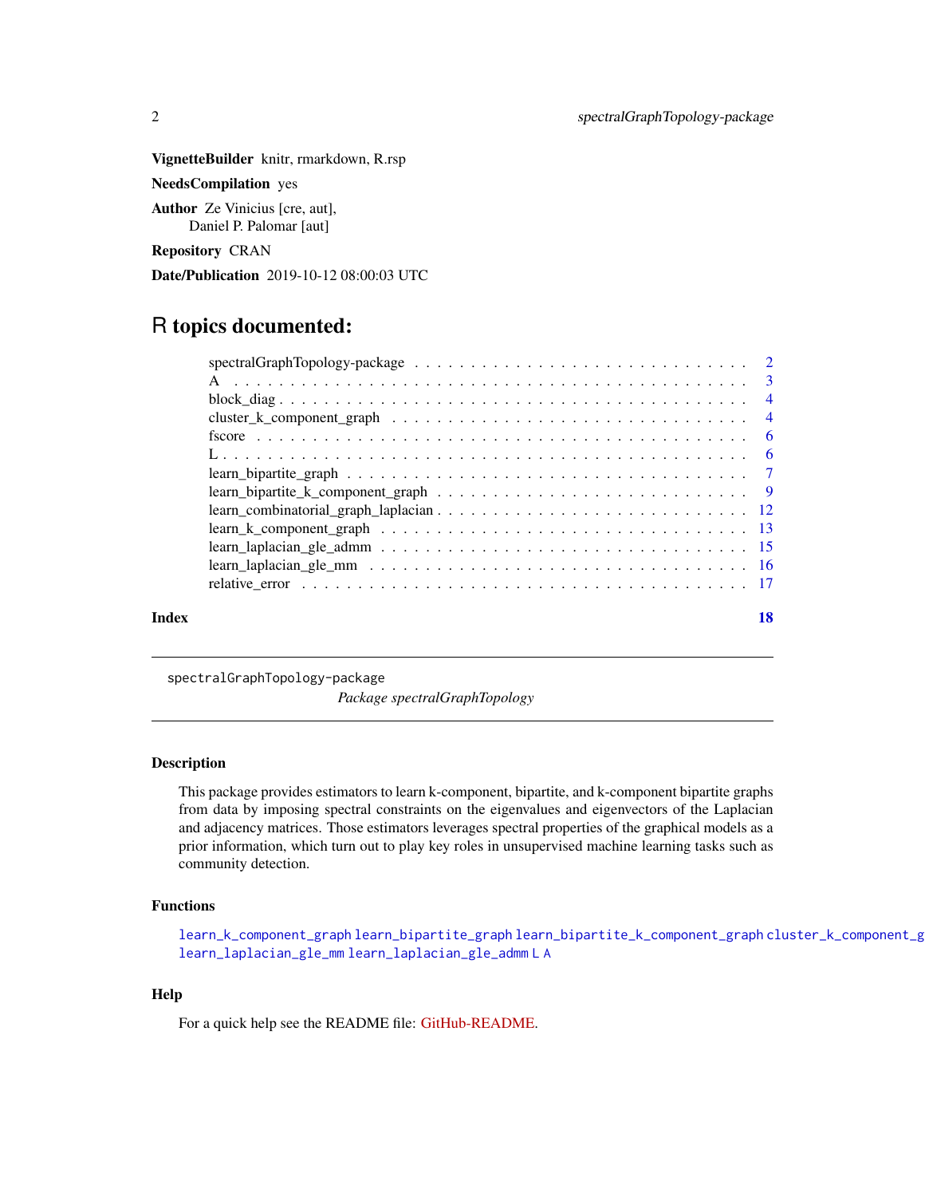**VignetteBuilder** knitr, rmarkdown, R.rsp

**NeedsCompilation** yes

**Author** Ze Vinicius [cre, aut],
Daniel P. Palomar [aut]

**Repository** CRAN

**Date/Publication** 2019-10-12 08:00:03 UTC

# R topics documented:

- spectralGraphTopology-package . . . . . . . . . . . . . . . . . . . . . . . . . . . . . . 2
- A . . . . . . . . . . . . . . . . . . . . . . . . . . . . . . . . . . . . . . . . . . . . . . . 3
- block_diag . . . . . . . . . . . . . . . . . . . . . . . . . . . . . . . . . . . . . . . . . . 4
- cluster_k_component_graph . . . . . . . . . . . . . . . . . . . . . . . . . . . . . . . . 4
- fscore . . . . . . . . . . . . . . . . . . . . . . . . . . . . . . . . . . . . . . . . . . . . . 6
- L . . . . . . . . . . . . . . . . . . . . . . . . . . . . . . . . . . . . . . . . . . . . . . . 6
- learn_bipartite_graph . . . . . . . . . . . . . . . . . . . . . . . . . . . . . . . . . . . . 7
- learn_bipartite_k_component_graph . . . . . . . . . . . . . . . . . . . . . . . . . . . . 9
- learn_combinatorial_graph_laplacian . . . . . . . . . . . . . . . . . . . . . . . . . . . . 12
- learn_k_component_graph . . . . . . . . . . . . . . . . . . . . . . . . . . . . . . . . . 13
- learn_laplacian_gle_admm . . . . . . . . . . . . . . . . . . . . . . . . . . . . . . . . . 15
- learn_laplacian_gle_mm . . . . . . . . . . . . . . . . . . . . . . . . . . . . . . . . . . 16
- relative_error . . . . . . . . . . . . . . . . . . . . . . . . . . . . . . . . . . . . . . . . 17

**Index** 18

---

`spectralGraphTopology-package` *Package spectralGraphTopology*

---

### Description

This package provides estimators to learn k-component, bipartite, and k-component bipartite graphs from data by imposing spectral constraints on the eigenvalues and eigenvectors of the Laplacian and adjacency matrices. Those estimators leverages spectral properties of the graphical models as a prior information, which turn out to play key roles in unsupervised machine learning tasks such as community detection.

### Functions

`learn_k_component_graph` `learn_bipartite_graph` `learn_bipartite_k_component_graph` `cluster_k_component_g` `learn_laplacian_gle_mm` `learn_laplacian_gle_admm` `L` `A`

### Help

For a quick help see the README file: GitHub-README.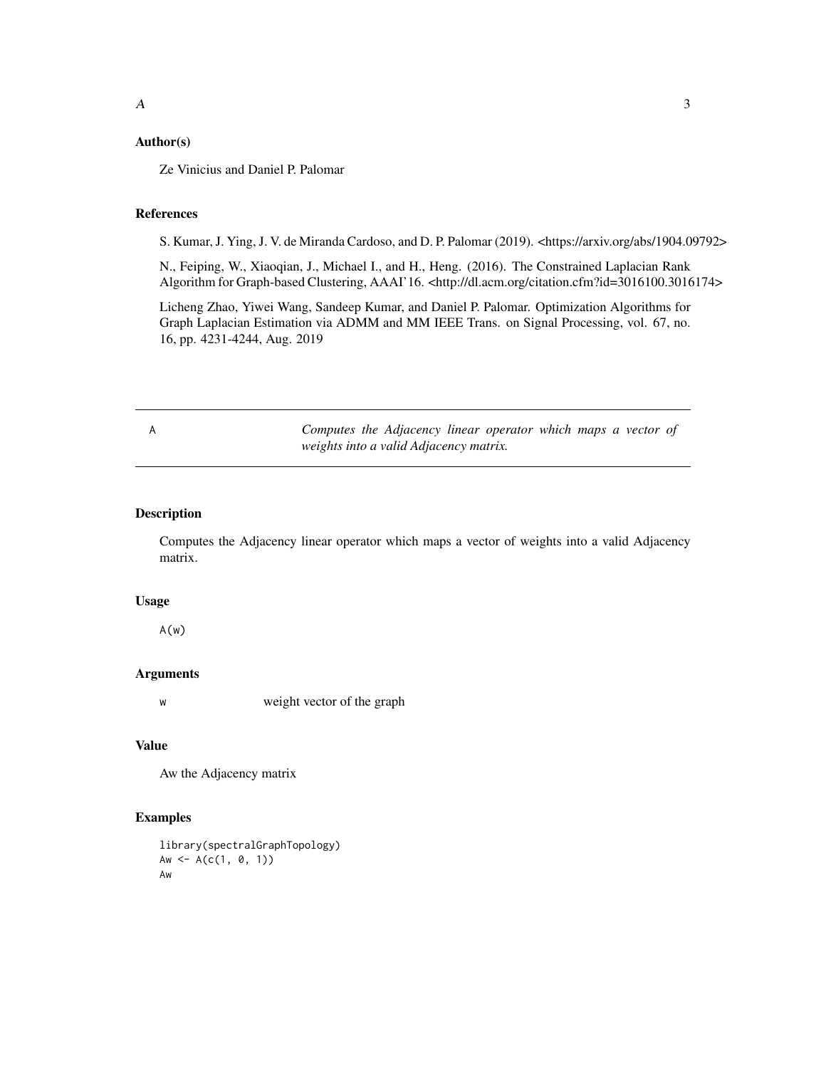### Author(s)

Ze Vinicius and Daniel P. Palomar

### References

S. Kumar, J. Ying, J. V. de Miranda Cardoso, and D. P. Palomar (2019). <https://arxiv.org/abs/1904.09792>

N., Feiping, W., Xiaoqian, J., Michael I., and H., Heng. (2016). The Constrained Laplacian Rank Algorithm for Graph-based Clustering, AAAI'16. <http://dl.acm.org/citation.cfm?id=3016100.3016174>

Licheng Zhao, Yiwei Wang, Sandeep Kumar, and Daniel P. Palomar. Optimization Algorithms for Graph Laplacian Estimation via ADMM and MM IEEE Trans. on Signal Processing, vol. 67, no. 16, pp. 4231-4244, Aug. 2019

---

## A — *Computes the Adjacency linear operator which maps a vector of weights into a valid Adjacency matrix.*

---

### Description

Computes the Adjacency linear operator which maps a vector of weights into a valid Adjacency matrix.

### Usage

```
A(w)
```

### Arguments

| | |
|---|---|
| `w` | weight vector of the graph |

### Value

Aw the Adjacency matrix

### Examples

```
library(spectralGraphTopology)
Aw <- A(c(1, 0, 1))
Aw
```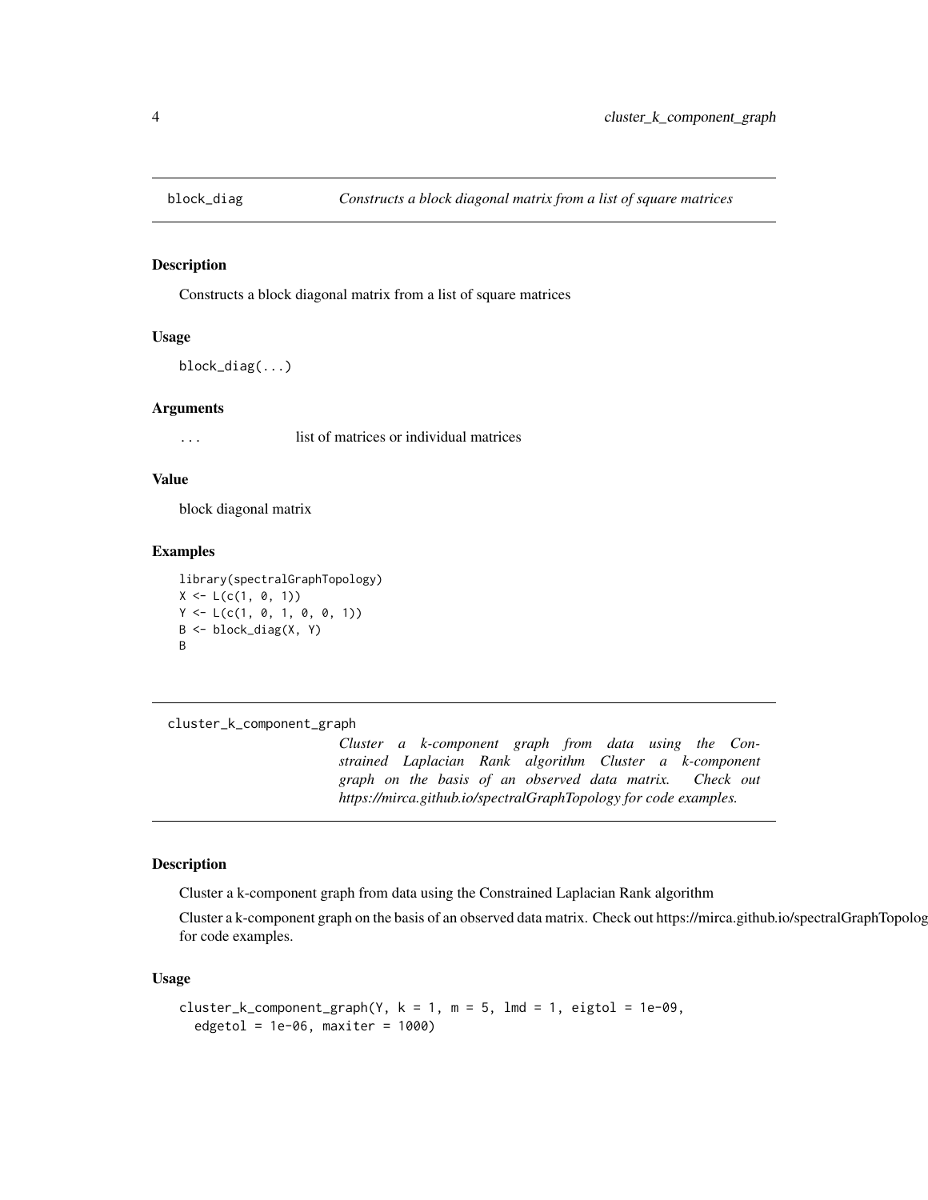## block_diag — *Constructs a block diagonal matrix from a list of square matrices*

### Description

Constructs a block diagonal matrix from a list of square matrices

### Usage

```
block_diag(...)
```

### Arguments

| | |
|---|---|
| ... | list of matrices or individual matrices |

### Value

block diagonal matrix

### Examples

```
library(spectralGraphTopology)
X <- L(c(1, 0, 1))
Y <- L(c(1, 0, 1, 0, 0, 1))
B <- block_diag(X, Y)
B
```

## cluster_k_component_graph — *Cluster a k-component graph from data using the Constrained Laplacian Rank algorithm Cluster a k-component graph on the basis of an observed data matrix. Check out https://mirca.github.io/spectralGraphTopology for code examples.*

### Description

Cluster a k-component graph from data using the Constrained Laplacian Rank algorithm

Cluster a k-component graph on the basis of an observed data matrix. Check out https://mirca.github.io/spectralGraphTopology for code examples.

### Usage

```
cluster_k_component_graph(Y, k = 1, m = 5, lmd = 1, eigtol = 1e-09,
  edgetol = 1e-06, maxiter = 1000)
```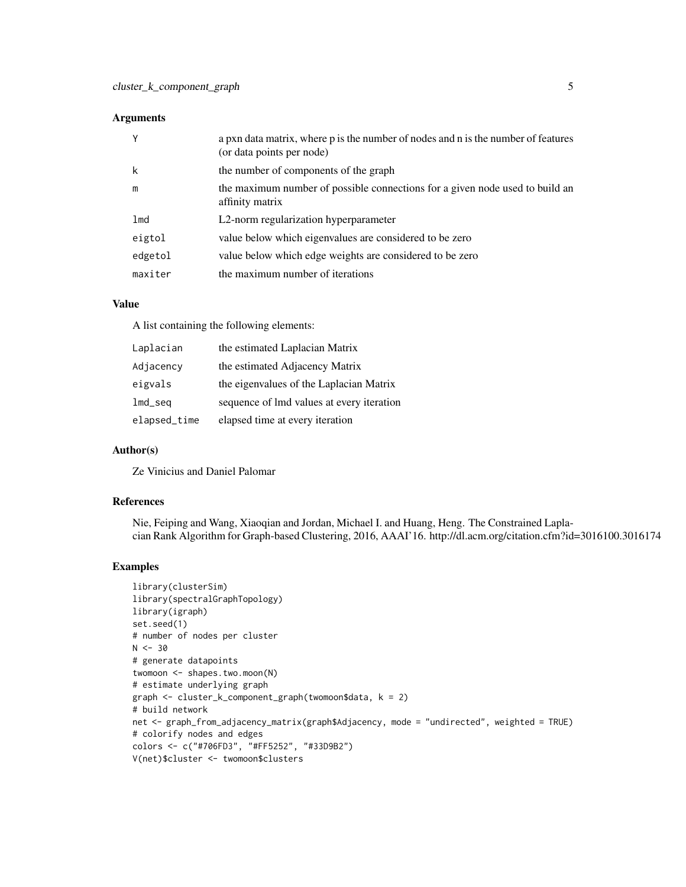### Arguments

| | |
|---|---|
| `Y` | a pxn data matrix, where p is the number of nodes and n is the number of features (or data points per node) |
| `k` | the number of components of the graph |
| `m` | the maximum number of possible connections for a given node used to build an affinity matrix |
| `lmd` | L2-norm regularization hyperparameter |
| `eigtol` | value below which eigenvalues are considered to be zero |
| `edgetol` | value below which edge weights are considered to be zero |
| `maxiter` | the maximum number of iterations |

### Value

A list containing the following elements:

| | |
|---|---|
| `Laplacian` | the estimated Laplacian Matrix |
| `Adjacency` | the estimated Adjacency Matrix |
| `eigvals` | the eigenvalues of the Laplacian Matrix |
| `lmd_seq` | sequence of lmd values at every iteration |
| `elapsed_time` | elapsed time at every iteration |

### Author(s)

Ze Vinicius and Daniel Palomar

### References

Nie, Feiping and Wang, Xiaoqian and Jordan, Michael I. and Huang, Heng. The Constrained Laplacian Rank Algorithm for Graph-based Clustering, 2016, AAAI'16. http://dl.acm.org/citation.cfm?id=3016100.3016174

### Examples

```
library(clusterSim)
library(spectralGraphTopology)
library(igraph)
set.seed(1)
# number of nodes per cluster
N <- 30
# generate datapoints
twomoon <- shapes.two.moon(N)
# estimate underlying graph
graph <- cluster_k_component_graph(twomoon$data, k = 2)
# build network
net <- graph_from_adjacency_matrix(graph$Adjacency, mode = "undirected", weighted = TRUE)
# colorify nodes and edges
colors <- c("#706FD3", "#FF5252", "#33D9B2")
V(net)$cluster <- twomoon$clusters
```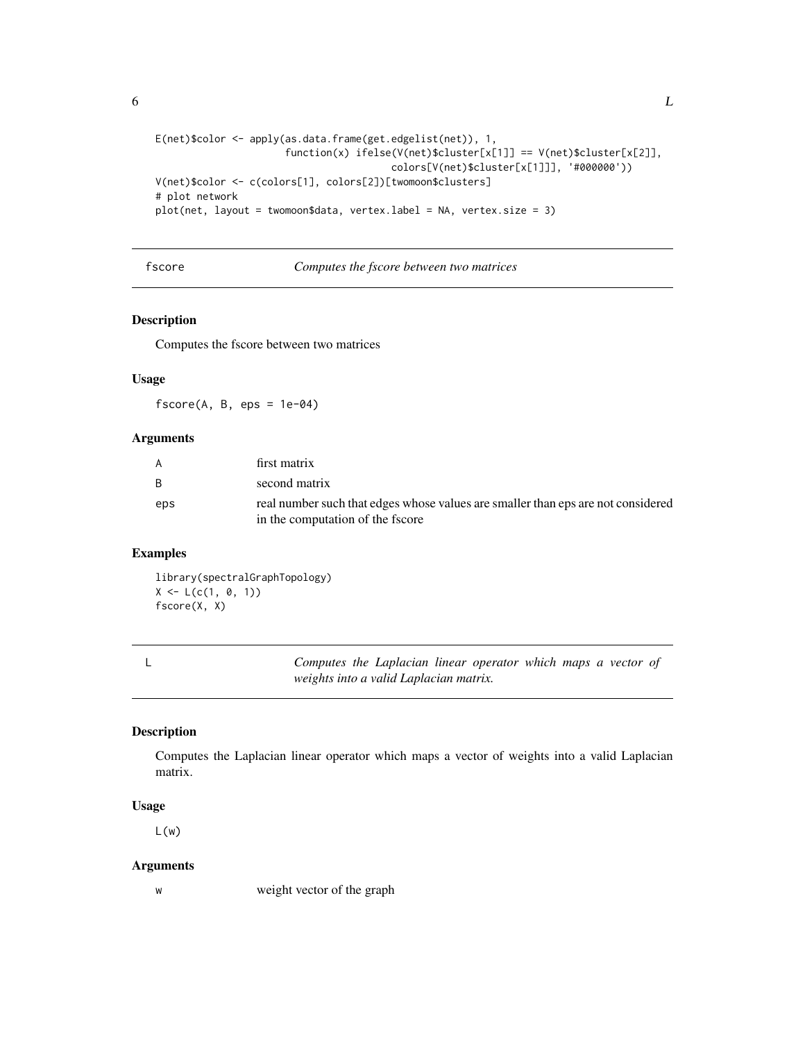```
E(net)$color <- apply(as.data.frame(get.edgelist(net)), 1,
                      function(x) ifelse(V(net)$cluster[x[1]] == V(net)$cluster[x[2]],
                                         colors[V(net)$cluster[x[1]]], '#000000'))
V(net)$color <- c(colors[1], colors[2])[twomoon$clusters]
# plot network
plot(net, layout = twomoon$data, vertex.label = NA, vertex.size = 3)
```

## fscore — *Computes the fscore between two matrices*

### Description

Computes the fscore between two matrices

### Usage

```
fscore(A, B, eps = 1e-04)
```

### Arguments

| | |
|---|---|
| A | first matrix |
| B | second matrix |
| eps | real number such that edges whose values are smaller than eps are not considered in the computation of the fscore |

### Examples

```
library(spectralGraphTopology)
X <- L(c(1, 0, 1))
fscore(X, X)
```

## L — *Computes the Laplacian linear operator which maps a vector of weights into a valid Laplacian matrix.*

### Description

Computes the Laplacian linear operator which maps a vector of weights into a valid Laplacian matrix.

### Usage

```
L(w)
```

### Arguments

| | |
|---|---|
| w | weight vector of the graph |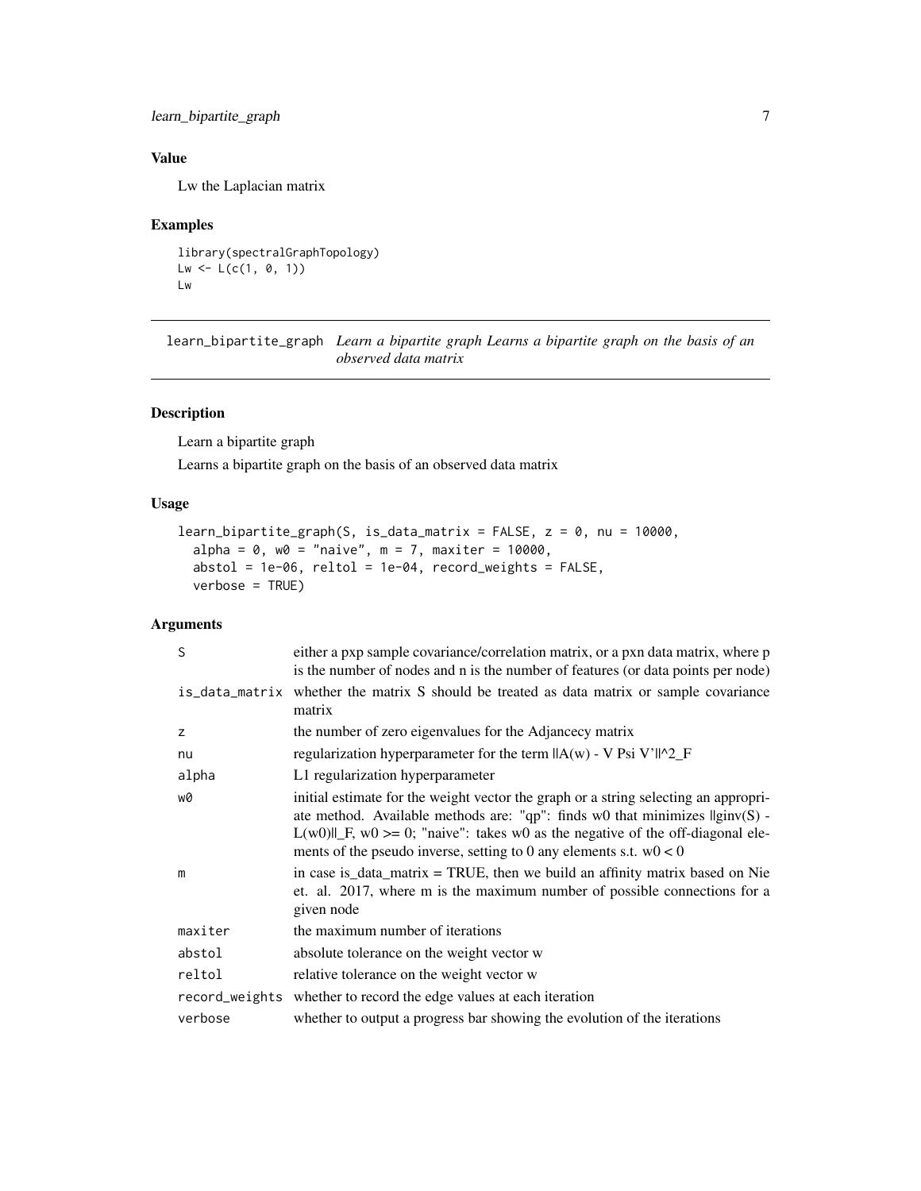## Value

Lw the Laplacian matrix

## Examples

```
library(spectralGraphTopology)
Lw <- L(c(1, 0, 1))
Lw
```

---

## learn_bipartite_graph *Learn a bipartite graph Learns a bipartite graph on the basis of an observed data matrix*

---

### Description

Learn a bipartite graph

Learns a bipartite graph on the basis of an observed data matrix

### Usage

```
learn_bipartite_graph(S, is_data_matrix = FALSE, z = 0, nu = 10000,
  alpha = 0, w0 = "naive", m = 7, maxiter = 10000,
  abstol = 1e-06, reltol = 1e-04, record_weights = FALSE,
  verbose = TRUE)
```

### Arguments

| | |
|---|---|
| S | either a pxp sample covariance/correlation matrix, or a pxn data matrix, where p is the number of nodes and n is the number of features (or data points per node) |
| is_data_matrix | whether the matrix S should be treated as data matrix or sample covariance matrix |
| z | the number of zero eigenvalues for the Adjancecy matrix |
| nu | regularization hyperparameter for the term \|\|A(w) - V Psi V'\|\|^2_F |
| alpha | L1 regularization hyperparameter |
| w0 | initial estimate for the weight vector the graph or a string selecting an appropriate method. Available methods are: "qp": finds w0 that minimizes \|\|ginv(S) - L(w0)\|\|_F, w0 >= 0; "naive": takes w0 as the negative of the off-diagonal elements of the pseudo inverse, setting to 0 any elements s.t. w0 < 0 |
| m | in case is_data_matrix = TRUE, then we build an affinity matrix based on Nie et. al. 2017, where m is the maximum number of possible connections for a given node |
| maxiter | the maximum number of iterations |
| abstol | absolute tolerance on the weight vector w |
| reltol | relative tolerance on the weight vector w |
| record_weights | whether to record the edge values at each iteration |
| verbose | whether to output a progress bar showing the evolution of the iterations |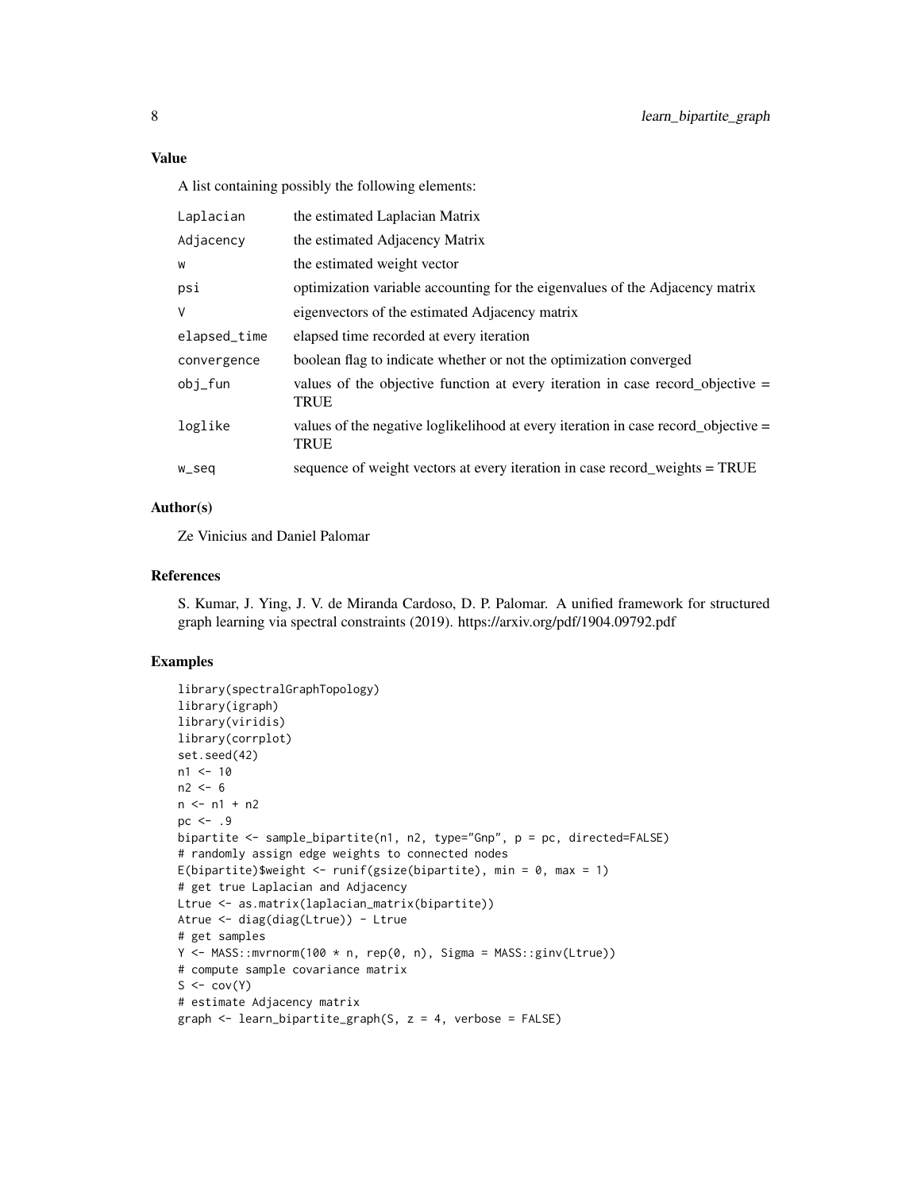### Value

A list containing possibly the following elements:

| | |
|---|---|
| Laplacian | the estimated Laplacian Matrix |
| Adjacency | the estimated Adjacency Matrix |
| w | the estimated weight vector |
| psi | optimization variable accounting for the eigenvalues of the Adjacency matrix |
| V | eigenvectors of the estimated Adjacency matrix |
| elapsed_time | elapsed time recorded at every iteration |
| convergence | boolean flag to indicate whether or not the optimization converged |
| obj_fun | values of the objective function at every iteration in case record_objective = TRUE |
| loglike | values of the negative loglikelihood at every iteration in case record_objective = TRUE |
| w_seq | sequence of weight vectors at every iteration in case record_weights = TRUE |

### Author(s)

Ze Vinicius and Daniel Palomar

### References

S. Kumar, J. Ying, J. V. de Miranda Cardoso, D. P. Palomar. A unified framework for structured graph learning via spectral constraints (2019). https://arxiv.org/pdf/1904.09792.pdf

### Examples

```
library(spectralGraphTopology)
library(igraph)
library(viridis)
library(corrplot)
set.seed(42)
n1 <- 10
n2 <- 6
n <- n1 + n2
pc <- .9
bipartite <- sample_bipartite(n1, n2, type="Gnp", p = pc, directed=FALSE)
# randomly assign edge weights to connected nodes
E(bipartite)$weight <- runif(gsize(bipartite), min = 0, max = 1)
# get true Laplacian and Adjacency
Ltrue <- as.matrix(laplacian_matrix(bipartite))
Atrue <- diag(diag(Ltrue)) - Ltrue
# get samples
Y <- MASS::mvrnorm(100 * n, rep(0, n), Sigma = MASS::ginv(Ltrue))
# compute sample covariance matrix
S <- cov(Y)
# estimate Adjacency matrix
graph <- learn_bipartite_graph(S, z = 4, verbose = FALSE)
```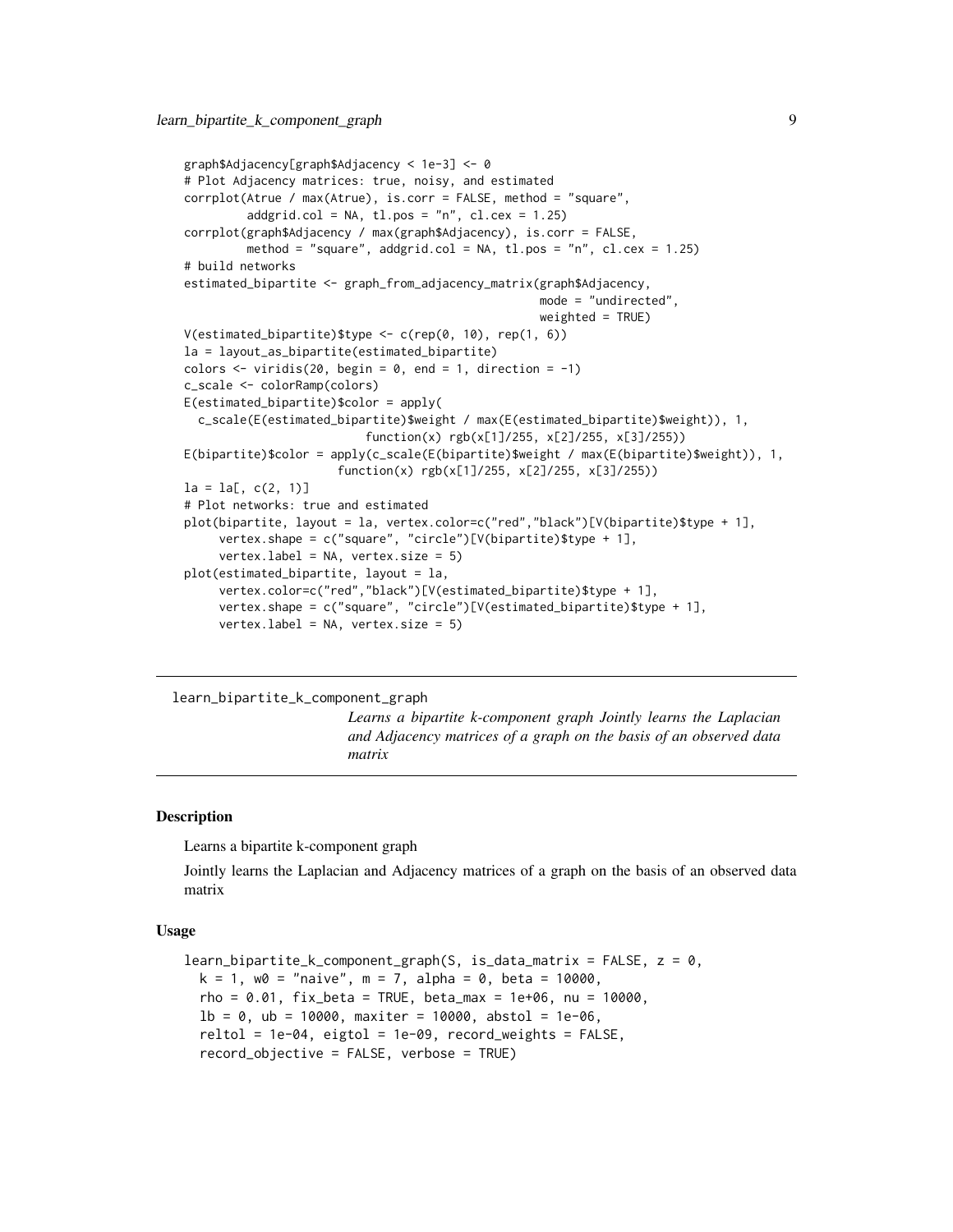```
graph$Adjacency[graph$Adjacency < 1e-3] <- 0
# Plot Adjacency matrices: true, noisy, and estimated
corrplot(Atrue / max(Atrue), is.corr = FALSE, method = "square",
         addgrid.col = NA, tl.pos = "n", cl.cex = 1.25)
corrplot(graph$Adjacency / max(graph$Adjacency), is.corr = FALSE,
         method = "square", addgrid.col = NA, tl.pos = "n", cl.cex = 1.25)
# build networks
estimated_bipartite <- graph_from_adjacency_matrix(graph$Adjacency,
                                                   mode = "undirected",
                                                   weighted = TRUE)
V(estimated_bipartite)$type <- c(rep(0, 10), rep(1, 6))
la = layout_as_bipartite(estimated_bipartite)
colors <- viridis(20, begin = 0, end = 1, direction = -1)
c_scale <- colorRamp(colors)
E(estimated_bipartite)$color = apply(
  c_scale(E(estimated_bipartite)$weight / max(E(estimated_bipartite)$weight)), 1,
                          function(x) rgb(x[1]/255, x[2]/255, x[3]/255))
E(bipartite)$color = apply(c_scale(E(bipartite)$weight / max(E(bipartite)$weight)), 1,
                      function(x) rgb(x[1]/255, x[2]/255, x[3]/255))
la = la[, c(2, 1)]
# Plot networks: true and estimated
plot(bipartite, layout = la, vertex.color=c("red","black")[V(bipartite)$type + 1],
     vertex.shape = c("square", "circle")[V(bipartite)$type + 1],
     vertex.label = NA, vertex.size = 5)
plot(estimated_bipartite, layout = la,
     vertex.color=c("red","black")[V(estimated_bipartite)$type + 1],
     vertex.shape = c("square", "circle")[V(estimated_bipartite)$type + 1],
     vertex.label = NA, vertex.size = 5)
```

---

## learn_bipartite_k_component_graph

*Learns a bipartite k-component graph Jointly learns the Laplacian and Adjacency matrices of a graph on the basis of an observed data matrix*

---

### Description

Learns a bipartite k-component graph

Jointly learns the Laplacian and Adjacency matrices of a graph on the basis of an observed data matrix

### Usage

```
learn_bipartite_k_component_graph(S, is_data_matrix = FALSE, z = 0,
  k = 1, w0 = "naive", m = 7, alpha = 0, beta = 10000,
  rho = 0.01, fix_beta = TRUE, beta_max = 1e+06, nu = 10000,
  lb = 0, ub = 10000, maxiter = 10000, abstol = 1e-06,
  reltol = 1e-04, eigtol = 1e-09, record_weights = FALSE,
  record_objective = FALSE, verbose = TRUE)
```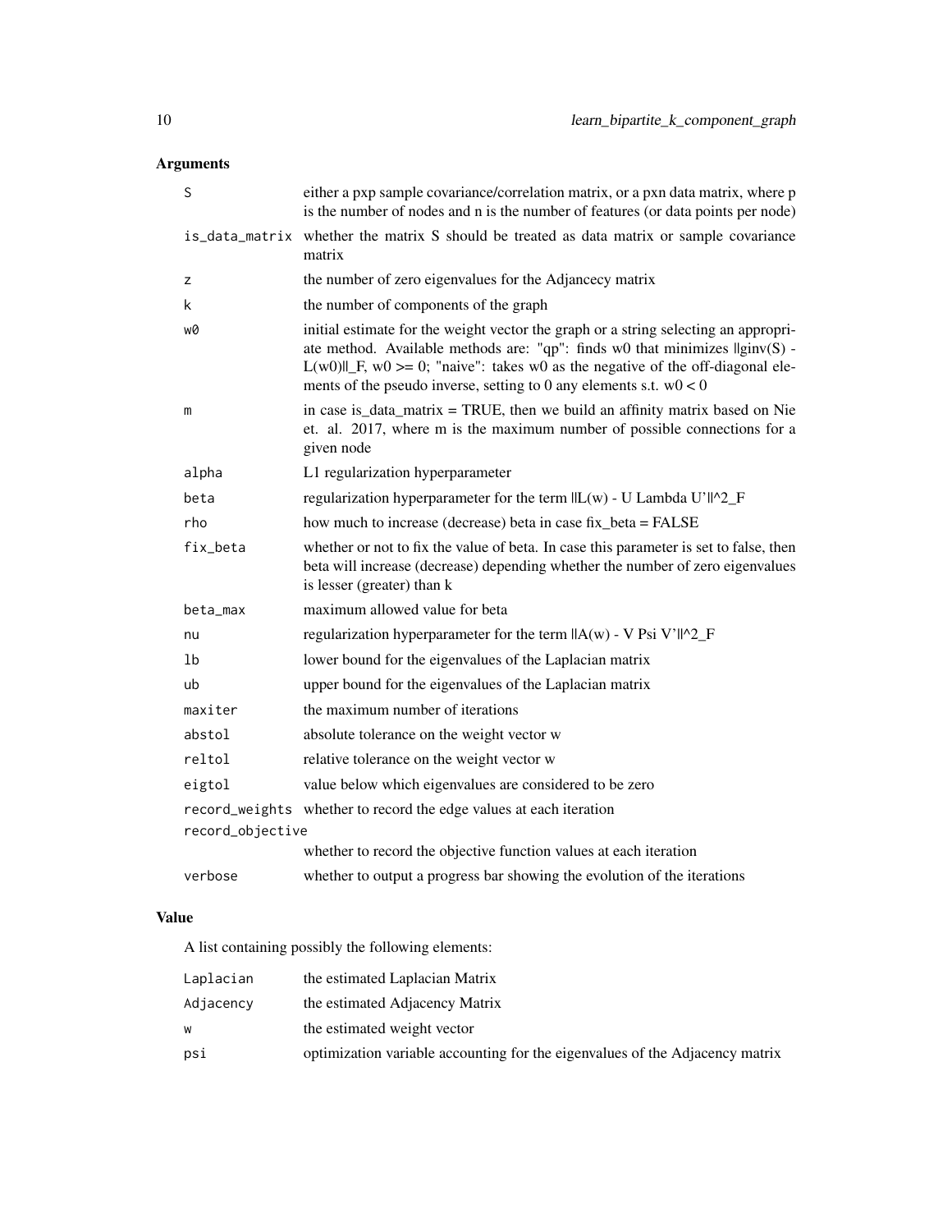## Arguments

| Argument | Description |
|---|---|
| `S` | either a pxp sample covariance/correlation matrix, or a pxn data matrix, where p is the number of nodes and n is the number of features (or data points per node) |
| `is_data_matrix` | whether the matrix S should be treated as data matrix or sample covariance matrix |
| `z` | the number of zero eigenvalues for the Adjancecy matrix |
| `k` | the number of components of the graph |
| `w0` | initial estimate for the weight vector the graph or a string selecting an appropriate method. Available methods are: "qp": finds w0 that minimizes $\|ginv(S) - L(w0)\|_F$, $w0 >= 0$; "naive": takes w0 as the negative of the off-diagonal elements of the pseudo inverse, setting to 0 any elements s.t. $w0 < 0$ |
| `m` | in case is_data_matrix = TRUE, then we build an affinity matrix based on Nie et. al. 2017, where m is the maximum number of possible connections for a given node |
| `alpha` | L1 regularization hyperparameter |
| `beta` | regularization hyperparameter for the term $\|L(w) - U \Lambda U'\|^2_F$ |
| `rho` | how much to increase (decrease) beta in case fix_beta = FALSE |
| `fix_beta` | whether or not to fix the value of beta. In case this parameter is set to false, then beta will increase (decrease) depending whether the number of zero eigenvalues is lesser (greater) than k |
| `beta_max` | maximum allowed value for beta |
| `nu` | regularization hyperparameter for the term $\|A(w) - V \Psi V'\|^2_F$ |
| `lb` | lower bound for the eigenvalues of the Laplacian matrix |
| `ub` | upper bound for the eigenvalues of the Laplacian matrix |
| `maxiter` | the maximum number of iterations |
| `abstol` | absolute tolerance on the weight vector w |
| `reltol` | relative tolerance on the weight vector w |
| `eigtol` | value below which eigenvalues are considered to be zero |
| `record_weights` | whether to record the edge values at each iteration |
| `record_objective` | whether to record the objective function values at each iteration |
| `verbose` | whether to output a progress bar showing the evolution of the iterations |

## Value

A list containing possibly the following elements:

| Element | Description |
|---|---|
| `Laplacian` | the estimated Laplacian Matrix |
| `Adjacency` | the estimated Adjacency Matrix |
| `w` | the estimated weight vector |
| `psi` | optimization variable accounting for the eigenvalues of the Adjacency matrix |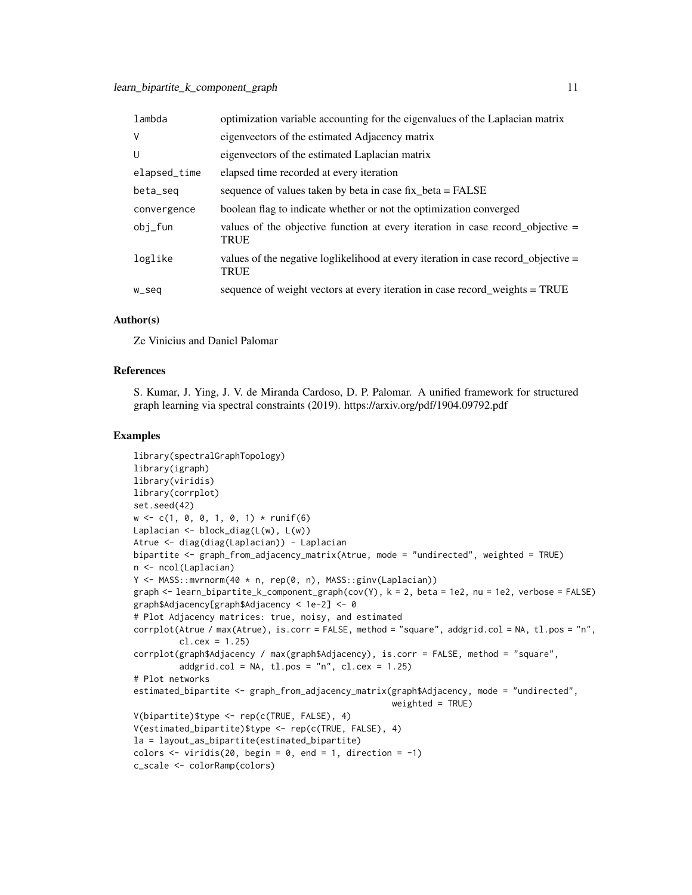| | |
|---|---|
| lambda | optimization variable accounting for the eigenvalues of the Laplacian matrix |
| V | eigenvectors of the estimated Adjacency matrix |
| U | eigenvectors of the estimated Laplacian matrix |
| elapsed_time | elapsed time recorded at every iteration |
| beta_seq | sequence of values taken by beta in case fix_beta = FALSE |
| convergence | boolean flag to indicate whether or not the optimization converged |
| obj_fun | values of the objective function at every iteration in case record_objective = TRUE |
| loglike | values of the negative loglikelihood at every iteration in case record_objective = TRUE |
| w_seq | sequence of weight vectors at every iteration in case record_weights = TRUE |

### Author(s)

Ze Vinicius and Daniel Palomar

### References

S. Kumar, J. Ying, J. V. de Miranda Cardoso, D. P. Palomar. A unified framework for structured graph learning via spectral constraints (2019). https://arxiv.org/pdf/1904.09792.pdf

### Examples

```
library(spectralGraphTopology)
library(igraph)
library(viridis)
library(corrplot)
set.seed(42)
w <- c(1, 0, 0, 1, 0, 1) * runif(6)
Laplacian <- block_diag(L(w), L(w))
Atrue <- diag(diag(Laplacian)) - Laplacian
bipartite <- graph_from_adjacency_matrix(Atrue, mode = "undirected", weighted = TRUE)
n <- ncol(Laplacian)
Y <- MASS::mvrnorm(40 * n, rep(0, n), MASS::ginv(Laplacian))
graph <- learn_bipartite_k_component_graph(cov(Y), k = 2, beta = 1e2, nu = 1e2, verbose = FALSE)
graph$Adjacency[graph$Adjacency < 1e-2] <- 0
# Plot Adjacency matrices: true, noisy, and estimated
corrplot(Atrue / max(Atrue), is.corr = FALSE, method = "square", addgrid.col = NA, tl.pos = "n",
         cl.cex = 1.25)
corrplot(graph$Adjacency / max(graph$Adjacency), is.corr = FALSE, method = "square",
         addgrid.col = NA, tl.pos = "n", cl.cex = 1.25)
# Plot networks
estimated_bipartite <- graph_from_adjacency_matrix(graph$Adjacency, mode = "undirected",
                                                   weighted = TRUE)
V(bipartite)$type <- rep(c(TRUE, FALSE), 4)
V(estimated_bipartite)$type <- rep(c(TRUE, FALSE), 4)
la = layout_as_bipartite(estimated_bipartite)
colors <- viridis(20, begin = 0, end = 1, direction = -1)
c_scale <- colorRamp(colors)
```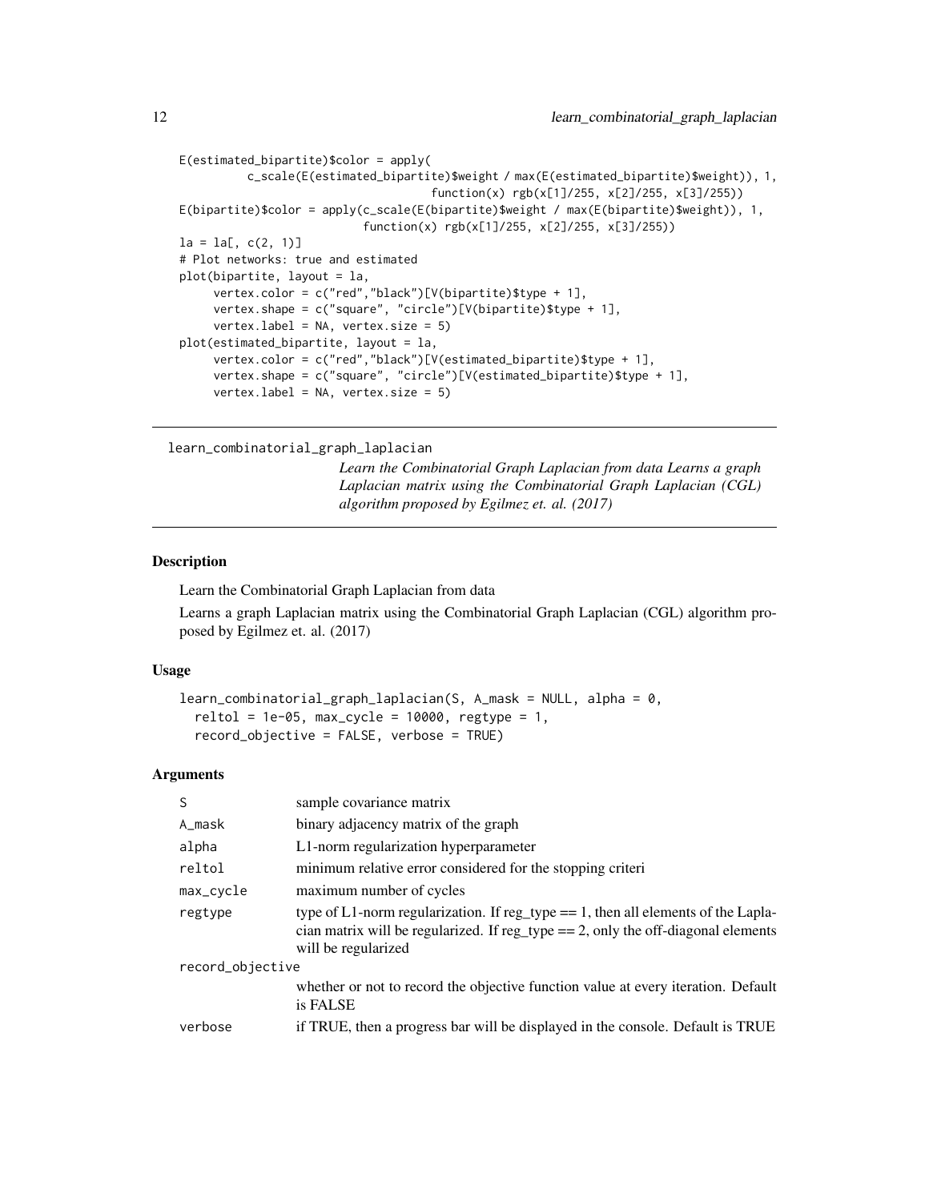```
E(estimated_bipartite)$color = apply(
         c_scale(E(estimated_bipartite)$weight / max(E(estimated_bipartite)$weight)), 1,
                                function(x) rgb(x[1]/255, x[2]/255, x[3]/255))
E(bipartite)$color = apply(c_scale(E(bipartite)$weight / max(E(bipartite)$weight)), 1,
                         function(x) rgb(x[1]/255, x[2]/255, x[3]/255))
la = la[, c(2, 1)]
# Plot networks: true and estimated
plot(bipartite, layout = la,
     vertex.color = c("red","black")[V(bipartite)$type + 1],
     vertex.shape = c("square", "circle")[V(bipartite)$type + 1],
     vertex.label = NA, vertex.size = 5)
plot(estimated_bipartite, layout = la,
     vertex.color = c("red","black")[V(estimated_bipartite)$type + 1],
     vertex.shape = c("square", "circle")[V(estimated_bipartite)$type + 1],
     vertex.label = NA, vertex.size = 5)
```

---

learn_combinatorial_graph_laplacian

*Learn the Combinatorial Graph Laplacian from data Learns a graph Laplacian matrix using the Combinatorial Graph Laplacian (CGL) algorithm proposed by Egilmez et. al. (2017)*

---

### Description

Learn the Combinatorial Graph Laplacian from data

Learns a graph Laplacian matrix using the Combinatorial Graph Laplacian (CGL) algorithm proposed by Egilmez et. al. (2017)

### Usage

```
learn_combinatorial_graph_laplacian(S, A_mask = NULL, alpha = 0,
  reltol = 1e-05, max_cycle = 10000, regtype = 1,
  record_objective = FALSE, verbose = TRUE)
```

### Arguments

| | |
|---|---|
| S | sample covariance matrix |
| A_mask | binary adjacency matrix of the graph |
| alpha | L1-norm regularization hyperparameter |
| reltol | minimum relative error considered for the stopping criteri |
| max_cycle | maximum number of cycles |
| regtype | type of L1-norm regularization. If reg_type == 1, then all elements of the Laplacian matrix will be regularized. If reg_type == 2, only the off-diagonal elements will be regularized |
| record_objective | whether or not to record the objective function value at every iteration. Default is FALSE |
| verbose | if TRUE, then a progress bar will be displayed in the console. Default is TRUE |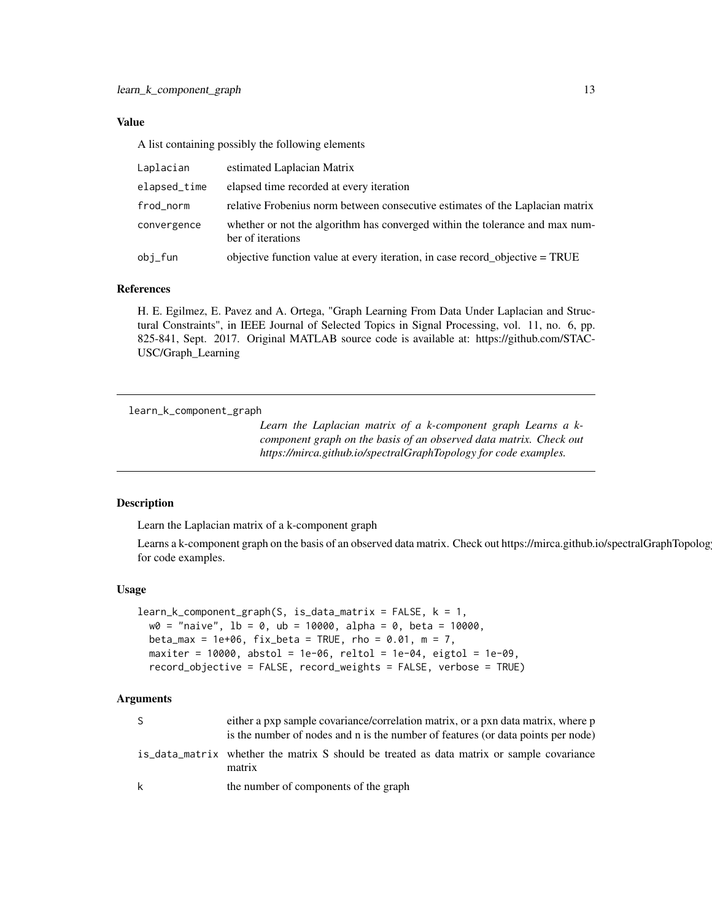### Value

A list containing possibly the following elements

| | |
|---|---|
| Laplacian | estimated Laplacian Matrix |
| elapsed_time | elapsed time recorded at every iteration |
| frod_norm | relative Frobenius norm between consecutive estimates of the Laplacian matrix |
| convergence | whether or not the algorithm has converged within the tolerance and max number of iterations |
| obj_fun | objective function value at every iteration, in case record_objective = TRUE |

### References

H. E. Egilmez, E. Pavez and A. Ortega, "Graph Learning From Data Under Laplacian and Structural Constraints", in IEEE Journal of Selected Topics in Signal Processing, vol. 11, no. 6, pp. 825-841, Sept. 2017. Original MATLAB source code is available at: https://github.com/STAC-USC/Graph_Learning

---

## learn_k_component_graph

*Learn the Laplacian matrix of a k-component graph Learns a k-component graph on the basis of an observed data matrix. Check out https://mirca.github.io/spectralGraphTopology for code examples.*

---

### Description

Learn the Laplacian matrix of a k-component graph

Learns a k-component graph on the basis of an observed data matrix. Check out https://mirca.github.io/spectralGraphTopology for code examples.

### Usage

```
learn_k_component_graph(S, is_data_matrix = FALSE, k = 1,
  w0 = "naive", lb = 0, ub = 10000, alpha = 0, beta = 10000,
  beta_max = 1e+06, fix_beta = TRUE, rho = 0.01, m = 7,
  maxiter = 10000, abstol = 1e-06, reltol = 1e-04, eigtol = 1e-09,
  record_objective = FALSE, record_weights = FALSE, verbose = TRUE)
```

### Arguments

| | |
|---|---|
| S | either a pxp sample covariance/correlation matrix, or a pxn data matrix, where p is the number of nodes and n is the number of features (or data points per node) |
| is_data_matrix | whether the matrix S should be treated as data matrix or sample covariance matrix |
| k | the number of components of the graph |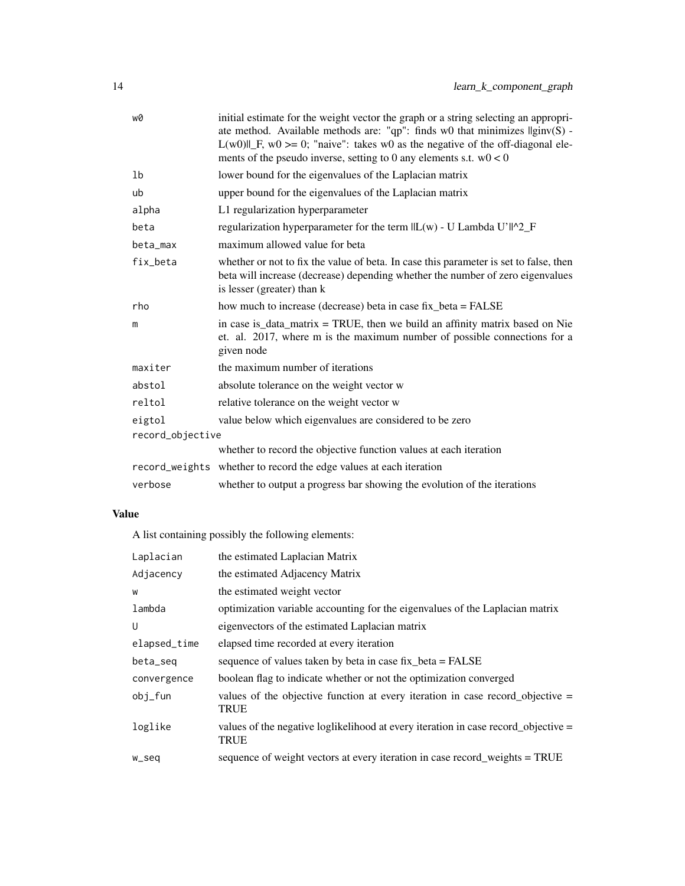| | |
|---|---|
| w0 | initial estimate for the weight vector the graph or a string selecting an appropriate method. Available methods are: "qp": finds w0 that minimizes $\|ginv(S) - L(w0)\|_F$, $w0 >= 0$; "naive": takes w0 as the negative of the off-diagonal elements of the pseudo inverse, setting to 0 any elements s.t. $w0 < 0$ |
| lb | lower bound for the eigenvalues of the Laplacian matrix |
| ub | upper bound for the eigenvalues of the Laplacian matrix |
| alpha | L1 regularization hyperparameter |
| beta | regularization hyperparameter for the term $\|L(w) - U \Lambda U'\|^2_F$ |
| beta_max | maximum allowed value for beta |
| fix_beta | whether or not to fix the value of beta. In case this parameter is set to false, then beta will increase (decrease) depending whether the number of zero eigenvalues is lesser (greater) than k |
| rho | how much to increase (decrease) beta in case fix_beta = FALSE |
| m | in case is_data_matrix = TRUE, then we build an affinity matrix based on Nie et. al. 2017, where m is the maximum number of possible connections for a given node |
| maxiter | the maximum number of iterations |
| abstol | absolute tolerance on the weight vector w |
| reltol | relative tolerance on the weight vector w |
| eigtol | value below which eigenvalues are considered to be zero |
| record_objective | whether to record the objective function values at each iteration |
| record_weights | whether to record the edge values at each iteration |
| verbose | whether to output a progress bar showing the evolution of the iterations |

## Value

A list containing possibly the following elements:

| | |
|---|---|
| Laplacian | the estimated Laplacian Matrix |
| Adjacency | the estimated Adjacency Matrix |
| w | the estimated weight vector |
| lambda | optimization variable accounting for the eigenvalues of the Laplacian matrix |
| U | eigenvectors of the estimated Laplacian matrix |
| elapsed_time | elapsed time recorded at every iteration |
| beta_seq | sequence of values taken by beta in case fix_beta = FALSE |
| convergence | boolean flag to indicate whether or not the optimization converged |
| obj_fun | values of the objective function at every iteration in case record_objective = TRUE |
| loglike | values of the negative loglikelihood at every iteration in case record_objective = TRUE |
| w_seq | sequence of weight vectors at every iteration in case record_weights = TRUE |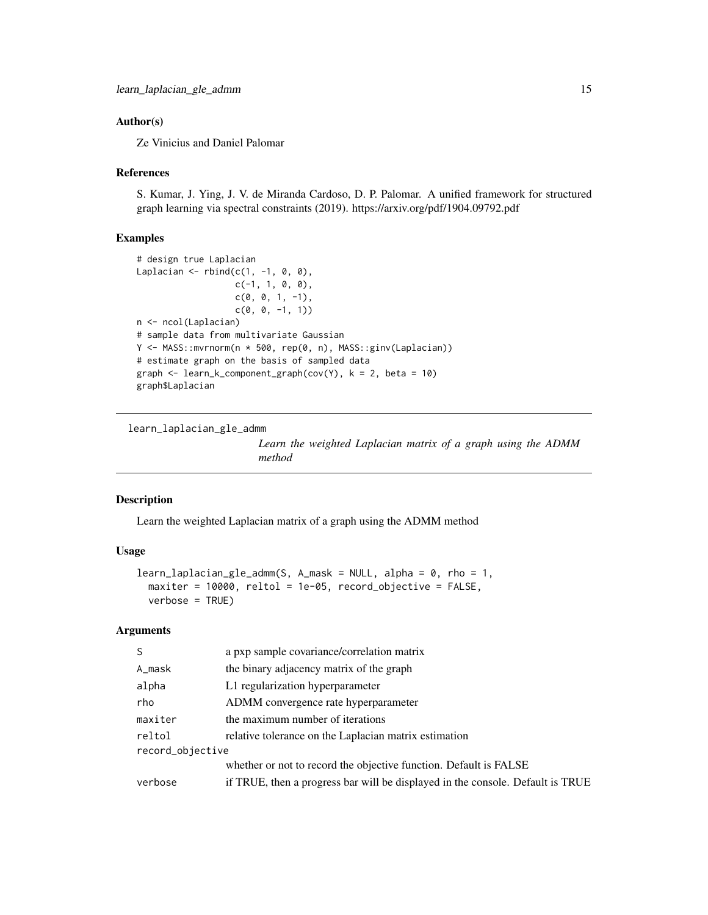### Author(s)

Ze Vinicius and Daniel Palomar

### References

S. Kumar, J. Ying, J. V. de Miranda Cardoso, D. P. Palomar. A unified framework for structured graph learning via spectral constraints (2019). https://arxiv.org/pdf/1904.09792.pdf

### Examples

```
# design true Laplacian
Laplacian <- rbind(c(1, -1, 0, 0),
                   c(-1, 1, 0, 0),
                   c(0, 0, 1, -1),
                   c(0, 0, -1, 1))
n <- ncol(Laplacian)
# sample data from multivariate Gaussian
Y <- MASS::mvrnorm(n * 500, rep(0, n), MASS::ginv(Laplacian))
# estimate graph on the basis of sampled data
graph <- learn_k_component_graph(cov(Y), k = 2, beta = 10)
graph$Laplacian
```

---

## learn_laplacian_gle_admm

*Learn the weighted Laplacian matrix of a graph using the ADMM method*

---

### Description

Learn the weighted Laplacian matrix of a graph using the ADMM method

### Usage

```
learn_laplacian_gle_admm(S, A_mask = NULL, alpha = 0, rho = 1,
  maxiter = 10000, reltol = 1e-05, record_objective = FALSE,
  verbose = TRUE)
```

### Arguments

| | |
|---|---|
| `S` | a pxp sample covariance/correlation matrix |
| `A_mask` | the binary adjacency matrix of the graph |
| `alpha` | L1 regularization hyperparameter |
| `rho` | ADMM convergence rate hyperparameter |
| `maxiter` | the maximum number of iterations |
| `reltol` | relative tolerance on the Laplacian matrix estimation |
| `record_objective` | whether or not to record the objective function. Default is FALSE |
| `verbose` | if TRUE, then a progress bar will be displayed in the console. Default is TRUE |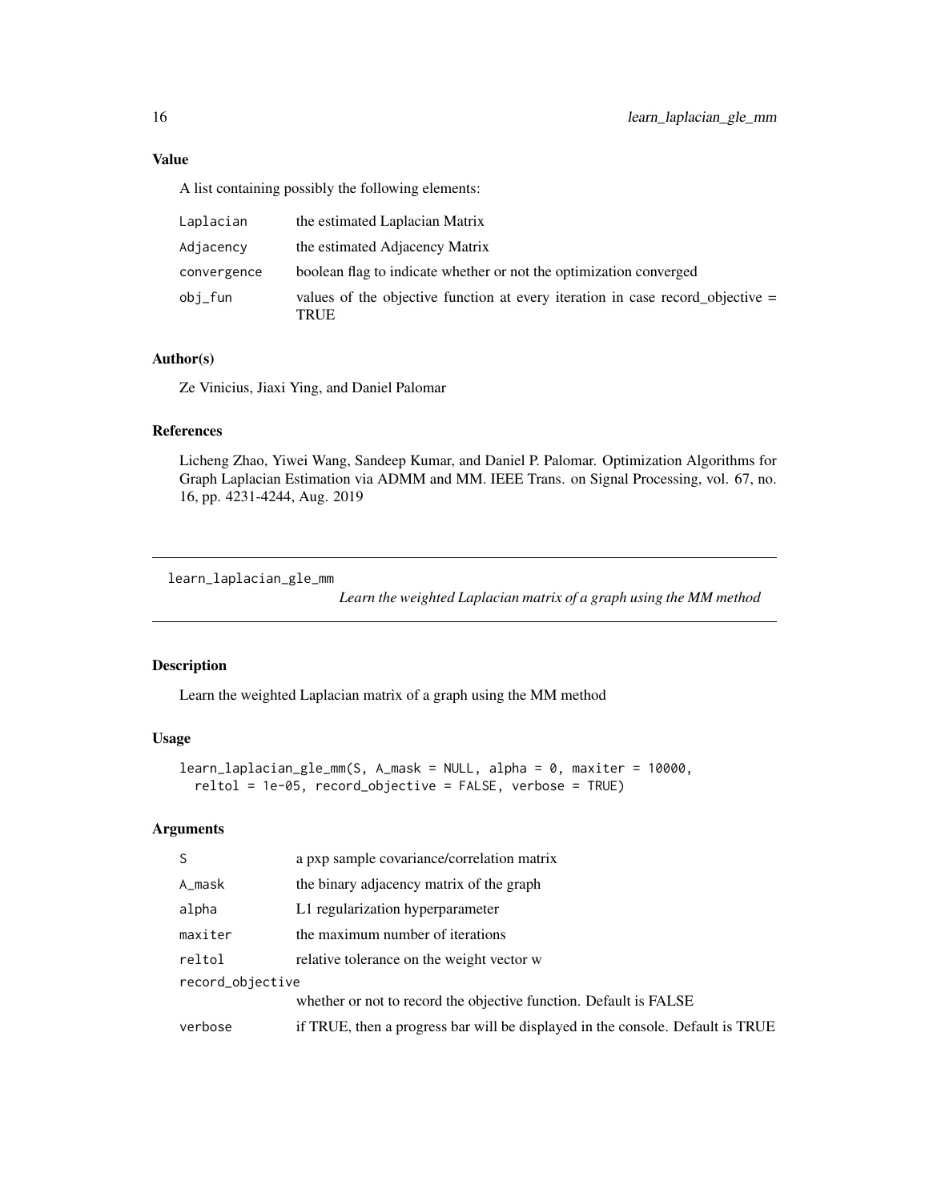### Value

A list containing possibly the following elements:

| | |
|---|---|
| Laplacian | the estimated Laplacian Matrix |
| Adjacency | the estimated Adjacency Matrix |
| convergence | boolean flag to indicate whether or not the optimization converged |
| obj_fun | values of the objective function at every iteration in case record_objective = TRUE |

### Author(s)

Ze Vinicius, Jiaxi Ying, and Daniel Palomar

### References

Licheng Zhao, Yiwei Wang, Sandeep Kumar, and Daniel P. Palomar. Optimization Algorithms for Graph Laplacian Estimation via ADMM and MM. IEEE Trans. on Signal Processing, vol. 67, no. 16, pp. 4231-4244, Aug. 2019

---

## learn_laplacian_gle_mm

*Learn the weighted Laplacian matrix of a graph using the MM method*

---

### Description

Learn the weighted Laplacian matrix of a graph using the MM method

### Usage

```
learn_laplacian_gle_mm(S, A_mask = NULL, alpha = 0, maxiter = 10000,
  reltol = 1e-05, record_objective = FALSE, verbose = TRUE)
```

### Arguments

| | |
|---|---|
| S | a pxp sample covariance/correlation matrix |
| A_mask | the binary adjacency matrix of the graph |
| alpha | L1 regularization hyperparameter |
| maxiter | the maximum number of iterations |
| reltol | relative tolerance on the weight vector w |
| record_objective | whether or not to record the objective function. Default is FALSE |
| verbose | if TRUE, then a progress bar will be displayed in the console. Default is TRUE |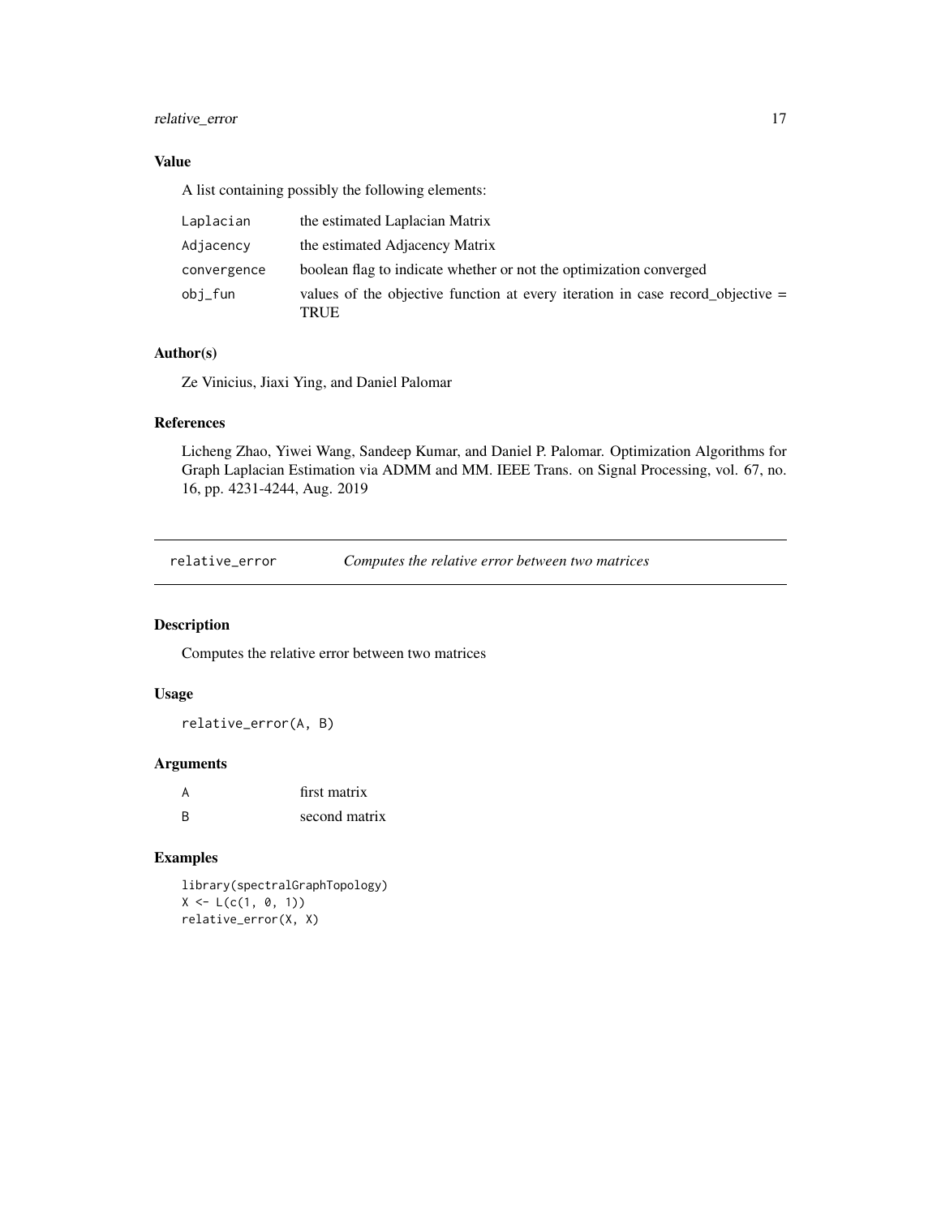### Value

A list containing possibly the following elements:

| | |
|---|---|
| Laplacian | the estimated Laplacian Matrix |
| Adjacency | the estimated Adjacency Matrix |
| convergence | boolean flag to indicate whether or not the optimization converged |
| obj_fun | values of the objective function at every iteration in case record_objective = TRUE |

### Author(s)

Ze Vinicius, Jiaxi Ying, and Daniel Palomar

### References

Licheng Zhao, Yiwei Wang, Sandeep Kumar, and Daniel P. Palomar. Optimization Algorithms for Graph Laplacian Estimation via ADMM and MM. IEEE Trans. on Signal Processing, vol. 67, no. 16, pp. 4231-4244, Aug. 2019

---

## relative_error — *Computes the relative error between two matrices*

### Description

Computes the relative error between two matrices

### Usage

```
relative_error(A, B)
```

### Arguments

| | |
|---|---|
| A | first matrix |
| B | second matrix |

### Examples

```
library(spectralGraphTopology)
X <- L(c(1, 0, 1))
relative_error(X, X)
```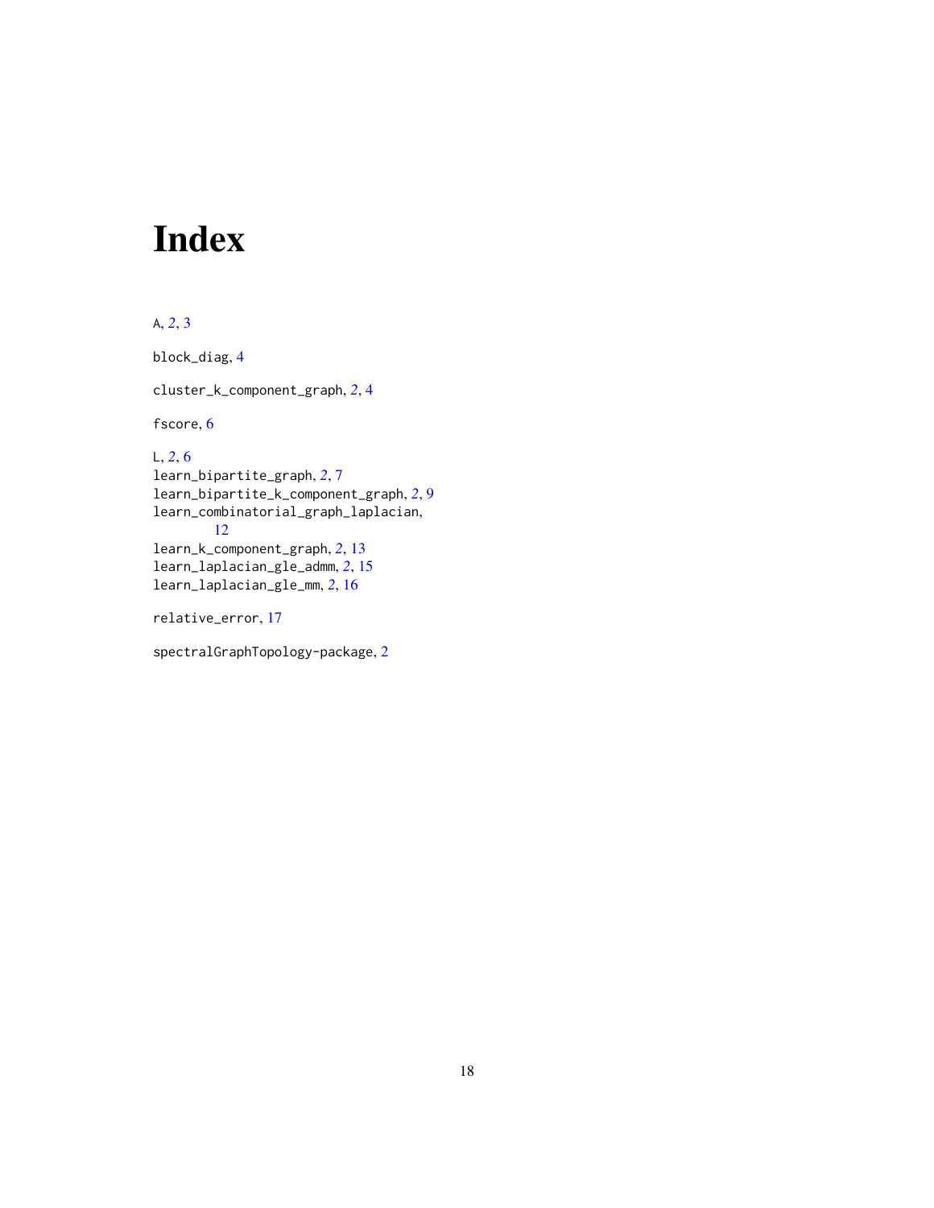# Index

A, *2*, 3

block_diag, 4

cluster_k_component_graph, *2*, 4

fscore, 6

L, *2*, 6
learn_bipartite_graph, *2*, 7
learn_bipartite_k_component_graph, *2*, 9
learn_combinatorial_graph_laplacian, 12
learn_k_component_graph, *2*, 13
learn_laplacian_gle_admm, *2*, 15
learn_laplacian_gle_mm, *2*, 16

relative_error, 17

spectralGraphTopology-package, 2